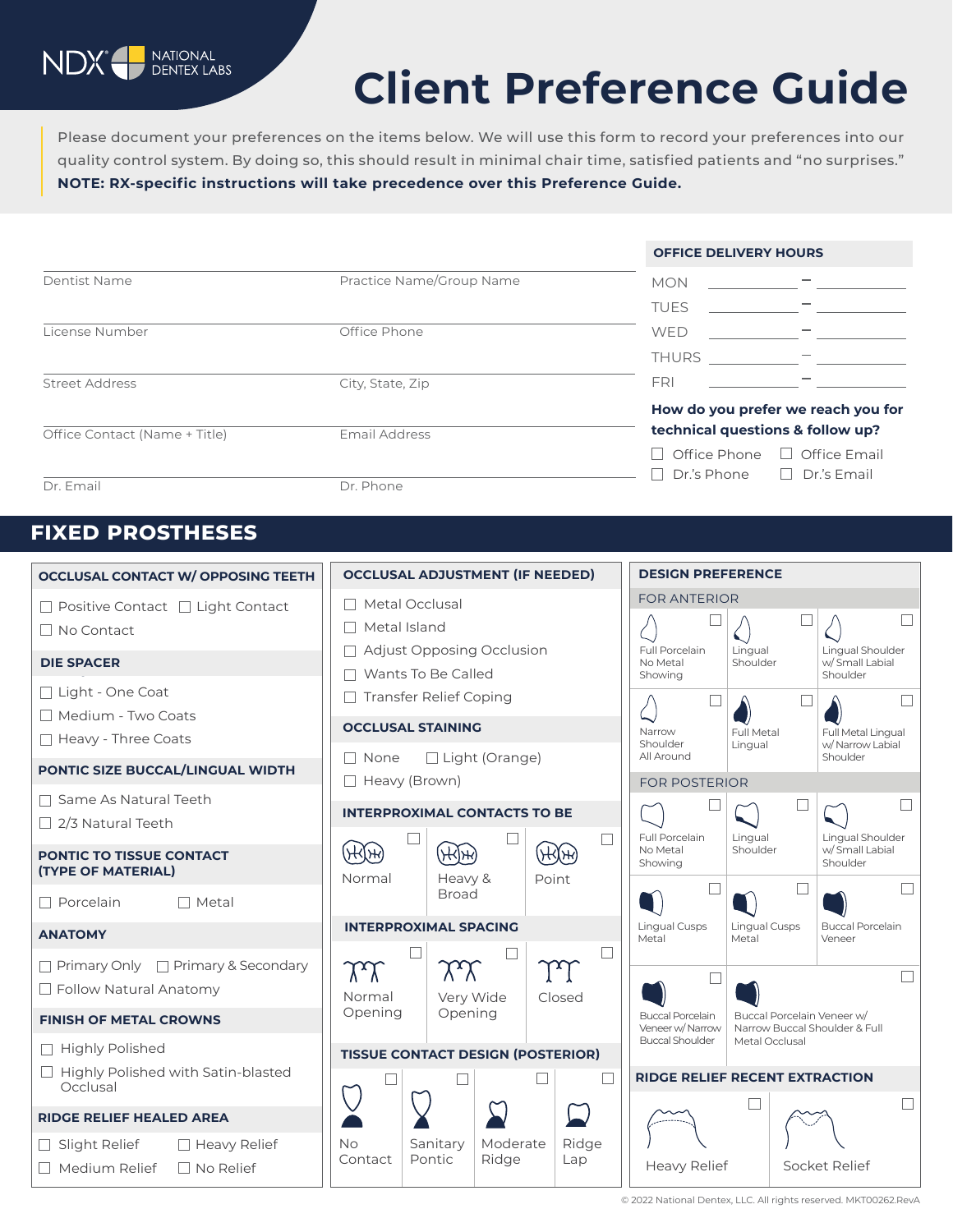# Client Preference Guide

Please document your preferences on the items below. We will use this form to record your preferences into our quality control system. By doing so, this should result in minimal chair time, satisfied patients and "no surprises."

**NOTE: RX-specific instructions will take precedence over this Preference Guide.**

Dentist Name

Practice Name/Group Name

License Number

Office Phone

Street Address

City, State, Zip

Office Contact (Name + Title)

Email Address

Dr. Email

Dr. Phone

**OFFICE DELIVERY HOURS**

MON ________ – ________

TUES ________ – ________

WED ________ – ________

THURS ________ – ________

FRI ________ – ________

**How do you prefer we reach you for technical questions & follow up?**

☐ Office Phone ☐ Office Email
☐ Dr.'s Phone ☐ Dr.'s Email

## FIXED PROSTHESES

### OCCLUSAL CONTACT W/ OPPOSING TEETH

☐ Positive Contact ☐ Light Contact
☐ No Contact

### DIE SPACER

☐ Light - One Coat
☐ Medium - Two Coats
☐ Heavy - Three Coats

### PONTIC SIZE BUCCAL/LINGUAL WIDTH

☐ Same As Natural Teeth
☐ 2/3 Natural Teeth

### PONTIC TO TISSUE CONTACT (TYPE OF MATERIAL)

☐ Porcelain ☐ Metal

### ANATOMY

☐ Primary Only ☐ Primary & Secondary
☐ Follow Natural Anatomy

### FINISH OF METAL CROWNS

☐ Highly Polished
☐ Highly Polished with Satin-blasted Occlusal

### RIDGE RELIEF HEALED AREA

☐ Slight Relief ☐ Heavy Relief
☐ Medium Relief ☐ No Relief

### OCCLUSAL ADJUSTMENT (IF NEEDED)

☐ Metal Occlusal
☐ Metal Island
☐ Adjust Opposing Occlusion
☐ Wants To Be Called
☐ Transfer Relief Coping

### OCCLUSAL STAINING

☐ None ☐ Light (Orange)
☐ Heavy (Brown)

### INTERPROXIMAL CONTACTS TO BE

☐ Normal ☐ Heavy & Broad ☐ Point

### INTERPROXIMAL SPACING

☐ Normal Opening ☐ Very Wide Opening ☐ Closed

### TISSUE CONTACT DESIGN (POSTERIOR)

☐ No Contact ☐ Sanitary Pontic ☐ Moderate Ridge ☐ Ridge Lap

### DESIGN PREFERENCE

**FOR ANTERIOR**

☐ Full Porcelain No Metal Showing
☐ Lingual Shoulder
☐ Lingual Shoulder w/ Small Labial Shoulder
☐ Narrow Shoulder All Around
☐ Full Metal Lingual
☐ Full Metal Lingual w/ Narrow Labial Shoulder

**FOR POSTERIOR**

☐ Full Porcelain No Metal Showing
☐ Lingual Shoulder
☐ Lingual Shoulder w/ Small Labial Shoulder
☐ Lingual Cusps Metal
☐ Lingual Cusps Metal
☐ Buccal Porcelain Veneer
☐ Buccal Porcelain Veneer w/ Narrow Buccal Shoulder
☐ Buccal Porcelain Veneer w/ Narrow Buccal Shoulder & Full Metal Occlusal

### RIDGE RELIEF RECENT EXTRACTION

☐ Heavy Relief ☐ Socket Relief

© 2022 National Dentex, LLC. All rights reserved. MKT00262.RevA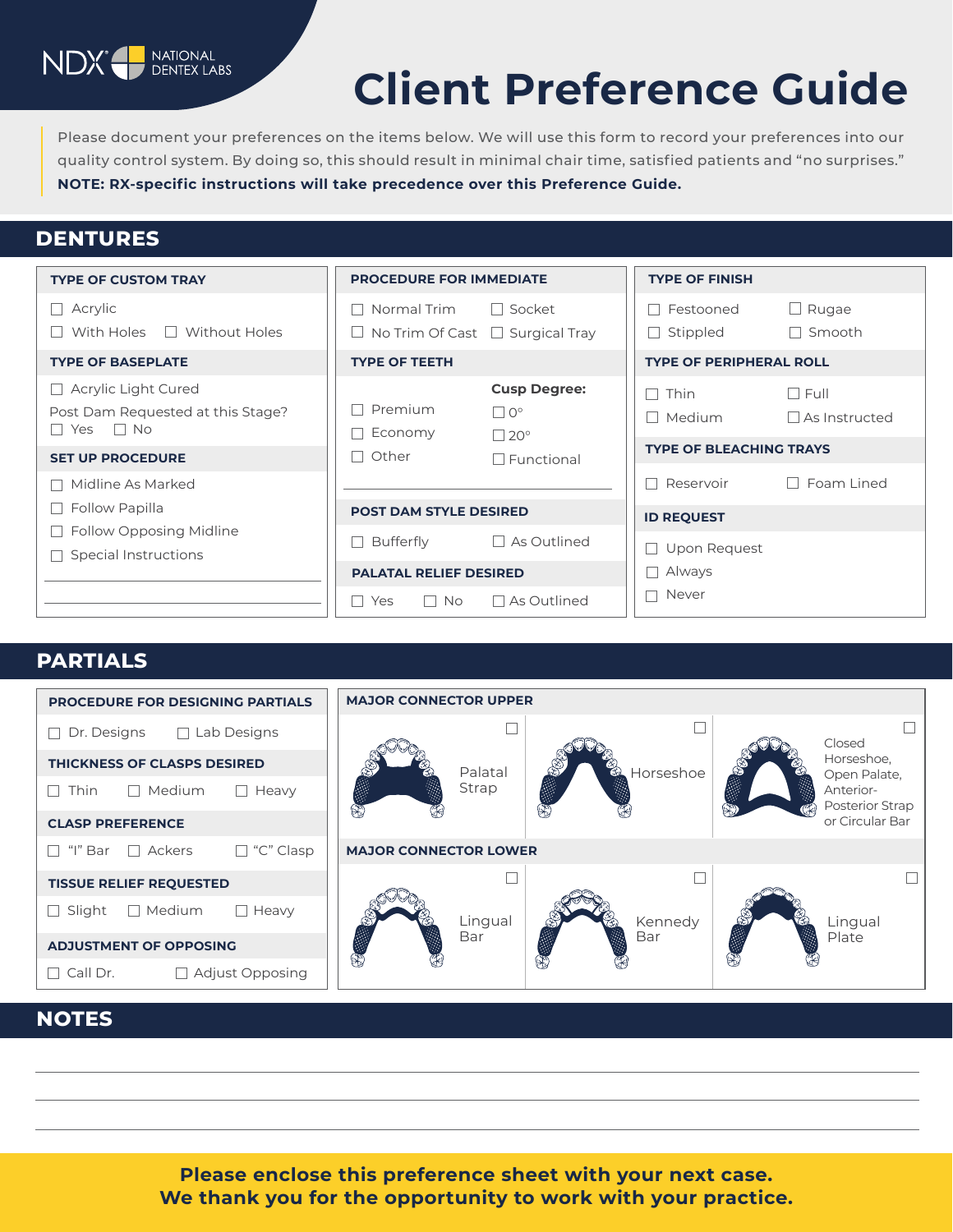# Client Preference Guide

Please document your preferences on the items below. We will use this form to record your preferences into our quality control system. By doing so, this should result in minimal chair time, satisfied patients and "no surprises."
**NOTE: RX-specific instructions will take precedence over this Preference Guide.**

## DENTURES

### TYPE OF CUSTOM TRAY

- ☐ Acrylic
- ☐ With Holes ☐ Without Holes

### TYPE OF BASEPLATE

- ☐ Acrylic Light Cured

Post Dam Requested at this Stage?
☐ Yes ☐ No

### SET UP PROCEDURE

- ☐ Midline As Marked
- ☐ Follow Papilla
- ☐ Follow Opposing Midline
- ☐ Special Instructions

### PROCEDURE FOR IMMEDIATE

- ☐ Normal Trim ☐ Socket
- ☐ No Trim Of Cast ☐ Surgical Tray

### TYPE OF TEETH

- ☐ Premium
- ☐ Economy
- ☐ Other

**Cusp Degree:**

- ☐ 0°
- ☐ 20°
- ☐ Functional

### POST DAM STYLE DESIRED

- ☐ Bufferfly ☐ As Outlined

### PALATAL RELIEF DESIRED

- ☐ Yes ☐ No ☐ As Outlined

### TYPE OF FINISH

- ☐ Festooned ☐ Rugae
- ☐ Stippled ☐ Smooth

### TYPE OF PERIPHERAL ROLL

- ☐ Thin ☐ Full
- ☐ Medium ☐ As Instructed

### TYPE OF BLEACHING TRAYS

- ☐ Reservoir ☐ Foam Lined

### ID REQUEST

- ☐ Upon Request
- ☐ Always
- ☐ Never

## PARTIALS

### PROCEDURE FOR DESIGNING PARTIALS

- ☐ Dr. Designs ☐ Lab Designs

### THICKNESS OF CLASPS DESIRED

- ☐ Thin ☐ Medium ☐ Heavy

### CLASP PREFERENCE

- ☐ "I" Bar ☐ Ackers ☐ "C" Clasp

### TISSUE RELIEF REQUESTED

- ☐ Slight ☐ Medium ☐ Heavy

### ADJUSTMENT OF OPPOSING

- ☐ Call Dr. ☐ Adjust Opposing

### MAJOR CONNECTOR UPPER

- ☐ Palatal Strap
- ☐ Horseshoe
- ☐ Closed Horseshoe, Open Palate, Anterior-Posterior Strap or Circular Bar

### MAJOR CONNECTOR LOWER

- ☐ Lingual Bar
- ☐ Kennedy Bar
- ☐ Lingual Plate

## NOTES

**Please enclose this preference sheet with your next case.**
**We thank you for the opportunity to work with your practice.**